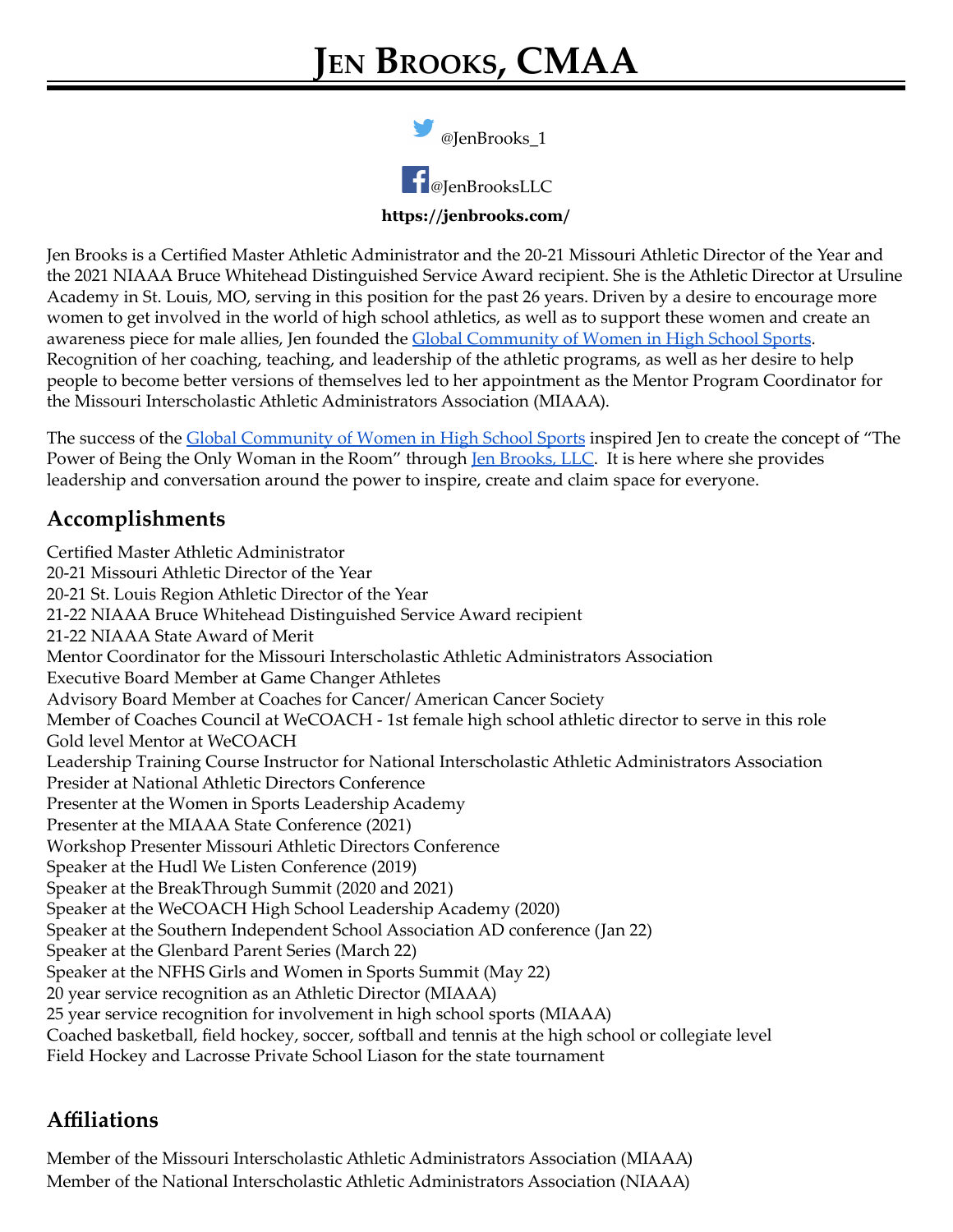# JEN BROOKS, CMAA

@JenBrooks_1

@JenBrooksLLC

**https://jenbrooks.com/**

Jen Brooks is a Certified Master Athletic Administrator and the 20-21 Missouri Athletic Director of the Year and the 2021 NIAAA Bruce Whitehead Distinguished Service Award recipient. She is the Athletic Director at Ursuline Academy in St. Louis, MO, serving in this position for the past 26 years. Driven by a desire to encourage more women to get involved in the world of high school athletics, as well as to support these women and create an awareness piece for male allies, Jen founded the Global Community of Women in High School Sports. Recognition of her coaching, teaching, and leadership of the athletic programs, as well as her desire to help people to become better versions of themselves led to her appointment as the Mentor Program Coordinator for the Missouri Interscholastic Athletic Administrators Association (MIAAA).

The success of the Global Community of Women in High School Sports inspired Jen to create the concept of "The Power of Being the Only Woman in the Room" through Jen Brooks, LLC. It is here where she provides leadership and conversation around the power to inspire, create and claim space for everyone.

## Accomplishments

Certified Master Athletic Administrator
20-21 Missouri Athletic Director of the Year
20-21 St. Louis Region Athletic Director of the Year
21-22 NIAAA Bruce Whitehead Distinguished Service Award recipient
21-22 NIAAA State Award of Merit
Mentor Coordinator for the Missouri Interscholastic Athletic Administrators Association
Executive Board Member at Game Changer Athletes
Advisory Board Member at Coaches for Cancer/ American Cancer Society
Member of Coaches Council at WeCOACH - 1st female high school athletic director to serve in this role
Gold level Mentor at WeCOACH
Leadership Training Course Instructor for National Interscholastic Athletic Administrators Association
Presider at National Athletic Directors Conference
Presenter at the Women in Sports Leadership Academy
Presenter at the MIAAA State Conference (2021)
Workshop Presenter Missouri Athletic Directors Conference
Speaker at the Hudl We Listen Conference (2019)
Speaker at the BreakThrough Summit (2020 and 2021)
Speaker at the WeCOACH High School Leadership Academy (2020)
Speaker at the Southern Independent School Association AD conference (Jan 22)
Speaker at the Glenbard Parent Series (March 22)
Speaker at the NFHS Girls and Women in Sports Summit (May 22)
20 year service recognition as an Athletic Director (MIAAA)
25 year service recognition for involvement in high school sports (MIAAA)
Coached basketball, field hockey, soccer, softball and tennis at the high school or collegiate level
Field Hockey and Lacrosse Private School Liason for the state tournament

## Affiliations

Member of the Missouri Interscholastic Athletic Administrators Association (MIAAA)
Member of the National Interscholastic Athletic Administrators Association (NIAAA)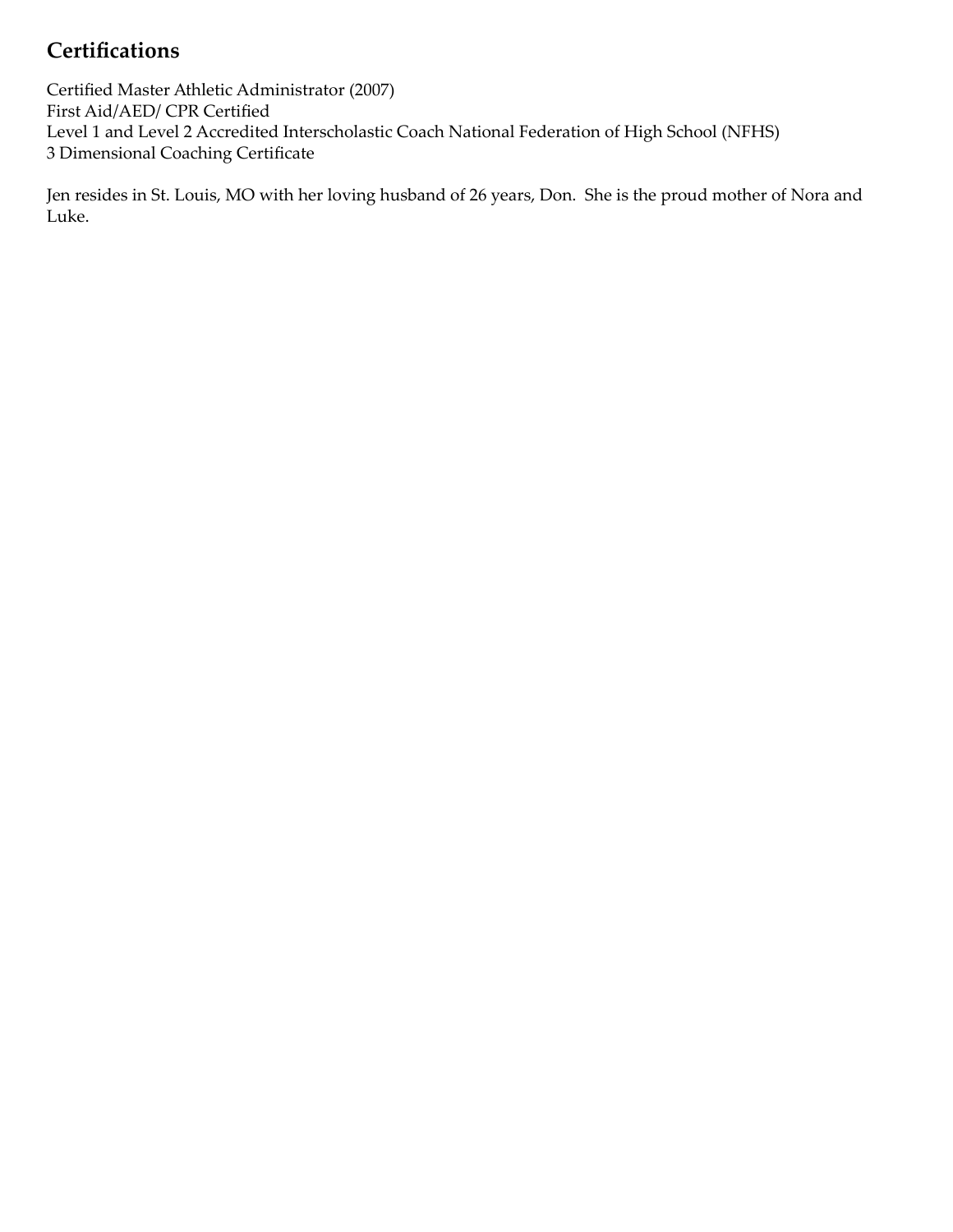## Certifications

Certified Master Athletic Administrator (2007)
First Aid/AED/ CPR Certified
Level 1 and Level 2 Accredited Interscholastic Coach National Federation of High School (NFHS)
3 Dimensional Coaching Certificate

Jen resides in St. Louis, MO with her loving husband of 26 years, Don. She is the proud mother of Nora and Luke.